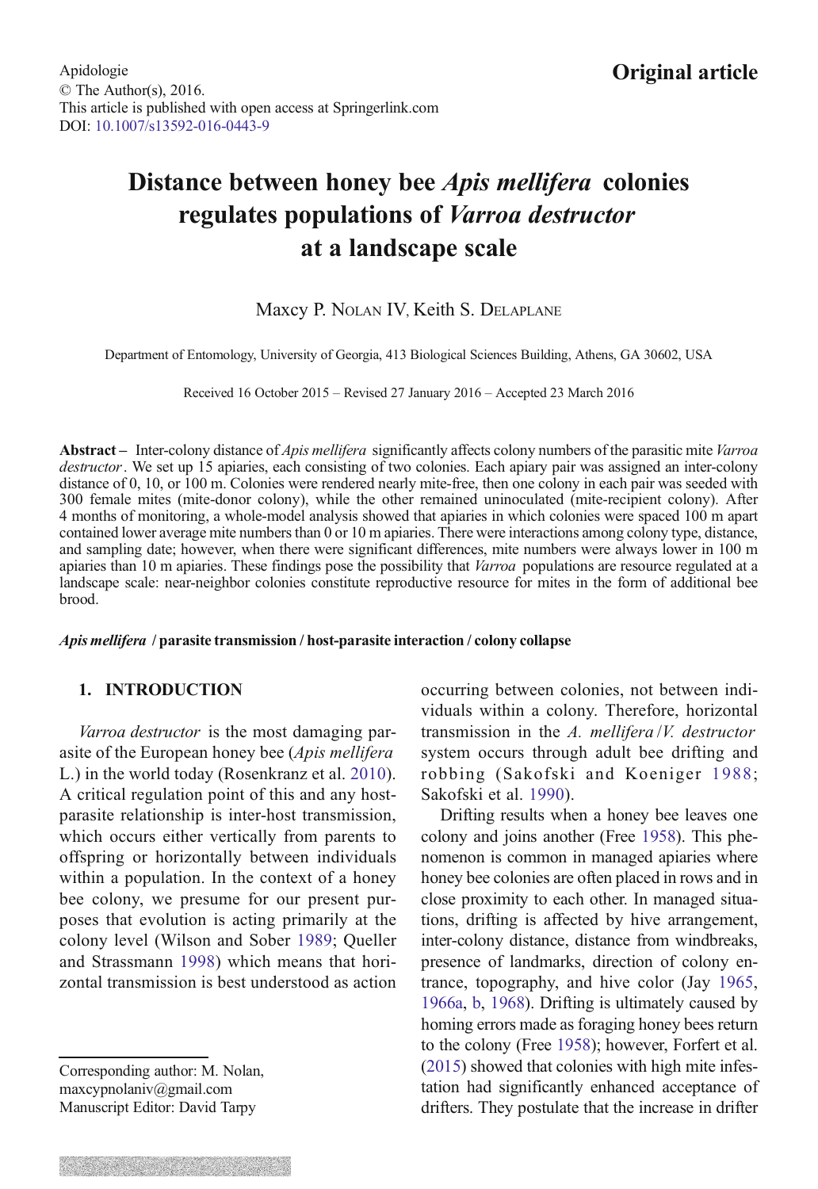Apidologie
© The Author(s), 2016.
This article is published with open access at Springerlink.com
DOI: 10.1007/s13592-016-0443-9

**Original article**

# Distance between honey bee *Apis mellifera* colonies regulates populations of *Varroa destructor* at a landscape scale

Maxcy P. Nolan IV, Keith S. Delaplane

Department of Entomology, University of Georgia, 413 Biological Sciences Building, Athens, GA 30602, USA

Received 16 October 2015 – Revised 27 January 2016 – Accepted 23 March 2016

**Abstract** – Inter-colony distance of *Apis mellifera* significantly affects colony numbers of the parasitic mite *Varroa destructor*. We set up 15 apiaries, each consisting of two colonies. Each apiary pair was assigned an inter-colony distance of 0, 10, or 100 m. Colonies were rendered nearly mite-free, then one colony in each pair was seeded with 300 female mites (mite-donor colony), while the other remained uninoculated (mite-recipient colony). After 4 months of monitoring, a whole-model analysis showed that apiaries in which colonies were spaced 100 m apart contained lower average mite numbers than 0 or 10 m apiaries. There were interactions among colony type, distance, and sampling date; however, when there were significant differences, mite numbers were always lower in 100 m apiaries than 10 m apiaries. These findings pose the possibility that *Varroa* populations are resource regulated at a landscape scale: near-neighbor colonies constitute reproductive resource for mites in the form of additional bee brood.

***Apis mellifera* / parasite transmission / host-parasite interaction / colony collapse**

## 1. INTRODUCTION

*Varroa destructor* is the most damaging parasite of the European honey bee (*Apis mellifera* L.) in the world today (Rosenkranz et al. 2010). A critical regulation point of this and any host-parasite relationship is inter-host transmission, which occurs either vertically from parents to offspring or horizontally between individuals within a population. In the context of a honey bee colony, we presume for our present purposes that evolution is acting primarily at the colony level (Wilson and Sober 1989; Queller and Strassmann 1998) which means that horizontal transmission is best understood as action occurring between colonies, not between individuals within a colony. Therefore, horizontal transmission in the *A. mellifera*/*V. destructor* system occurs through adult bee drifting and robbing (Sakofski and Koeniger 1988; Sakofski et al. 1990).

Drifting results when a honey bee leaves one colony and joins another (Free 1958). This phenomenon is common in managed apiaries where honey bee colonies are often placed in rows and in close proximity to each other. In managed situations, drifting is affected by hive arrangement, inter-colony distance, distance from windbreaks, presence of landmarks, direction of colony entrance, topography, and hive color (Jay 1965, 1966a, b, 1968). Drifting is ultimately caused by homing errors made as foraging honey bees return to the colony (Free 1958); however, Forfert et al. (2015) showed that colonies with high mite infestation had significantly enhanced acceptance of drifters. They postulate that the increase in drifter

Corresponding author: M. Nolan,
maxcypnolaniv@gmail.com
Manuscript Editor: David Tarpy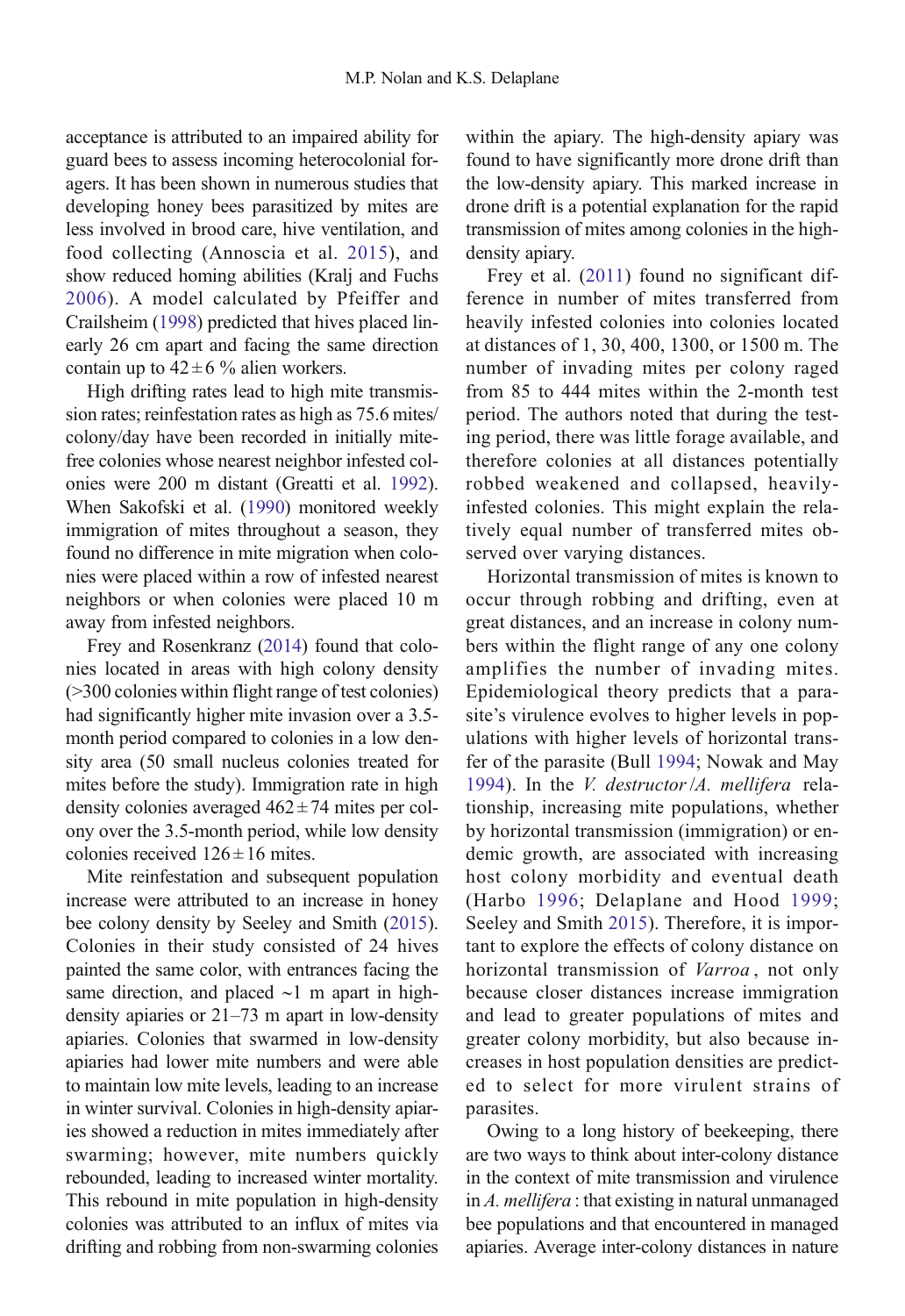acceptance is attributed to an impaired ability for guard bees to assess incoming heterocolonial foragers. It has been shown in numerous studies that developing honey bees parasitized by mites are less involved in brood care, hive ventilation, and food collecting (Annoscia et al. 2015), and show reduced homing abilities (Kralj and Fuchs 2006). A model calculated by Pfeiffer and Crailsheim (1998) predicted that hives placed linearly 26 cm apart and facing the same direction contain up to $42 \pm 6$ % alien workers.

High drifting rates lead to high mite transmission rates; reinfestation rates as high as 75.6 mites/colony/day have been recorded in initially mite-free colonies whose nearest neighbor infested colonies were 200 m distant (Greatti et al. 1992). When Sakofski et al. (1990) monitored weekly immigration of mites throughout a season, they found no difference in mite migration when colonies were placed within a row of infested nearest neighbors or when colonies were placed 10 m away from infested neighbors.

Frey and Rosenkranz (2014) found that colonies located in areas with high colony density (>300 colonies within flight range of test colonies) had significantly higher mite invasion over a 3.5-month period compared to colonies in a low density area (50 small nucleus colonies treated for mites before the study). Immigration rate in high density colonies averaged $462 \pm 74$ mites per colony over the 3.5-month period, while low density colonies received $126 \pm 16$ mites.

Mite reinfestation and subsequent population increase were attributed to an increase in honey bee colony density by Seeley and Smith (2015). Colonies in their study consisted of 24 hives painted the same color, with entrances facing the same direction, and placed ~1 m apart in high-density apiaries or 21–73 m apart in low-density apiaries. Colonies that swarmed in low-density apiaries had lower mite numbers and were able to maintain low mite levels, leading to an increase in winter survival. Colonies in high-density apiaries showed a reduction in mites immediately after swarming; however, mite numbers quickly rebounded, leading to increased winter mortality. This rebound in mite population in high-density colonies was attributed to an influx of mites via drifting and robbing from non-swarming colonies within the apiary. The high-density apiary was found to have significantly more drone drift than the low-density apiary. This marked increase in drone drift is a potential explanation for the rapid transmission of mites among colonies in the high-density apiary.

Frey et al. (2011) found no significant difference in number of mites transferred from heavily infested colonies into colonies located at distances of 1, 30, 400, 1300, or 1500 m. The number of invading mites per colony raged from 85 to 444 mites within the 2-month test period. The authors noted that during the testing period, there was little forage available, and therefore colonies at all distances potentially robbed weakened and collapsed, heavily-infested colonies. This might explain the relatively equal number of transferred mites observed over varying distances.

Horizontal transmission of mites is known to occur through robbing and drifting, even at great distances, and an increase in colony numbers within the flight range of any one colony amplifies the number of invading mites. Epidemiological theory predicts that a parasite's virulence evolves to higher levels in populations with higher levels of horizontal transfer of the parasite (Bull 1994; Nowak and May 1994). In the *V. destructor*/*A. mellifera* relationship, increasing mite populations, whether by horizontal transmission (immigration) or endemic growth, are associated with increasing host colony morbidity and eventual death (Harbo 1996; Delaplane and Hood 1999; Seeley and Smith 2015). Therefore, it is important to explore the effects of colony distance on horizontal transmission of *Varroa*, not only because closer distances increase immigration and lead to greater populations of mites and greater colony morbidity, but also because increases in host population densities are predicted to select for more virulent strains of parasites.

Owing to a long history of beekeeping, there are two ways to think about inter-colony distance in the context of mite transmission and virulence in *A. mellifera*: that existing in natural unmanaged bee populations and that encountered in managed apiaries. Average inter-colony distances in nature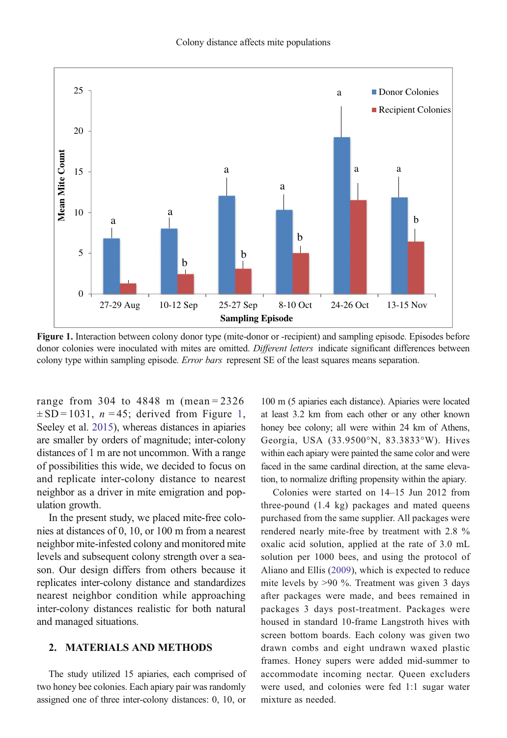Figure 1. Interaction between colony donor type (mite-donor or -recipient) and sampling episode. Episodes before donor colonies were inoculated with mites are omitted. *Different letters* indicate significant differences between colony type within sampling episode. *Error bars* represent SE of the least squares means separation.

range from 304 to 4848 m (mean = 2326 ± SD = 1031, $n$ = 45; derived from Figure 1, Seeley et al. 2015), whereas distances in apiaries are smaller by orders of magnitude; inter-colony distances of 1 m are not uncommon. With a range of possibilities this wide, we decided to focus on and replicate inter-colony distance to nearest neighbor as a driver in mite emigration and population growth.

In the present study, we placed mite-free colonies at distances of 0, 10, or 100 m from a nearest neighbor mite-infested colony and monitored mite levels and subsequent colony strength over a season. Our design differs from others because it replicates inter-colony distance and standardizes nearest neighbor condition while approaching inter-colony distances realistic for both natural and managed situations.

## 2. MATERIALS AND METHODS

The study utilized 15 apiaries, each comprised of two honey bee colonies. Each apiary pair was randomly assigned one of three inter-colony distances: 0, 10, or 100 m (5 apiaries each distance). Apiaries were located at least 3.2 km from each other or any other known honey bee colony; all were within 24 km of Athens, Georgia, USA (33.9500°N, 83.3833°W). Hives within each apiary were painted the same color and were faced in the same cardinal direction, at the same elevation, to normalize drifting propensity within the apiary.

Colonies were started on 14–15 Jun 2012 from three-pound (1.4 kg) packages and mated queens purchased from the same supplier. All packages were rendered nearly mite-free by treatment with 2.8 % oxalic acid solution, applied at the rate of 3.0 mL solution per 1000 bees, and using the protocol of Aliano and Ellis (2009), which is expected to reduce mite levels by >90 %. Treatment was given 3 days after packages were made, and bees remained in packages 3 days post-treatment. Packages were housed in standard 10-frame Langstroth hives with screen bottom boards. Each colony was given two drawn combs and eight undrawn waxed plastic frames. Honey supers were added mid-summer to accommodate incoming nectar. Queen excluders were used, and colonies were fed 1:1 sugar water mixture as needed.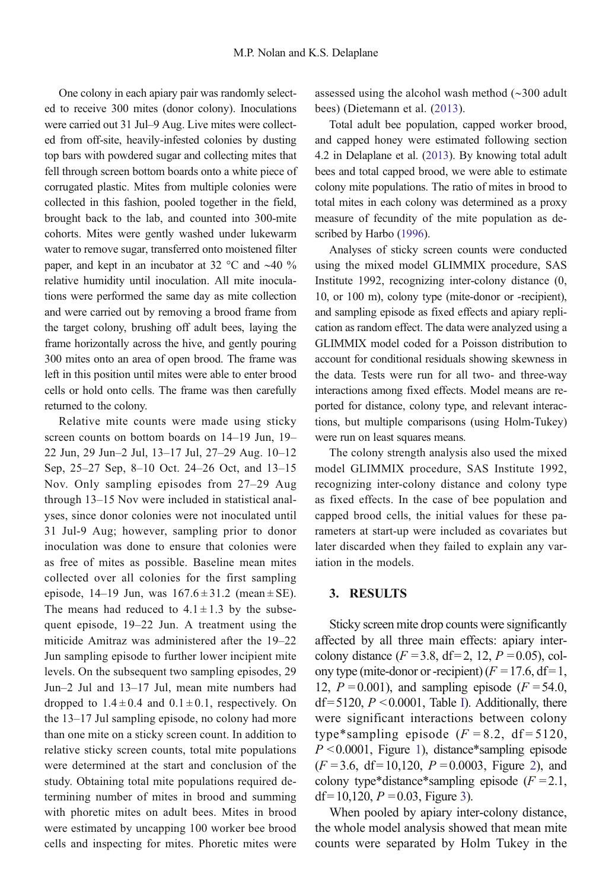One colony in each apiary pair was randomly selected to receive 300 mites (donor colony). Inoculations were carried out 31 Jul–9 Aug. Live mites were collected from off-site, heavily-infested colonies by dusting top bars with powdered sugar and collecting mites that fell through screen bottom boards onto a white piece of corrugated plastic. Mites from multiple colonies were collected in this fashion, pooled together in the field, brought back to the lab, and counted into 300-mite cohorts. Mites were gently washed under lukewarm water to remove sugar, transferred onto moistened filter paper, and kept in an incubator at 32 °C and ~40 % relative humidity until inoculation. All mite inoculations were performed the same day as mite collection and were carried out by removing a brood frame from the target colony, brushing off adult bees, laying the frame horizontally across the hive, and gently pouring 300 mites onto an area of open brood. The frame was left in this position until mites were able to enter brood cells or hold onto cells. The frame was then carefully returned to the colony.

Relative mite counts were made using sticky screen counts on bottom boards on 14–19 Jun, 19–22 Jun, 29 Jun–2 Jul, 13–17 Jul, 27–29 Aug. 10–12 Sep, 25–27 Sep, 8–10 Oct. 24–26 Oct, and 13–15 Nov. Only sampling episodes from 27–29 Aug through 13–15 Nov were included in statistical analyses, since donor colonies were not inoculated until 31 Jul-9 Aug; however, sampling prior to donor inoculation was done to ensure that colonies were as free of mites as possible. Baseline mean mites collected over all colonies for the first sampling episode, 14–19 Jun, was $167.6 \pm 31.2$ (mean ± SE). The means had reduced to $4.1 \pm 1.3$ by the subsequent episode, 19–22 Jun. A treatment using the miticide Amitraz was administered after the 19–22 Jun sampling episode to further lower incipient mite levels. On the subsequent two sampling episodes, 29 Jun–2 Jul and 13–17 Jul, mean mite numbers had dropped to $1.4 \pm 0.4$ and $0.1 \pm 0.1$, respectively. On the 13–17 Jul sampling episode, no colony had more than one mite on a sticky screen count. In addition to relative sticky screen counts, total mite populations were determined at the start and conclusion of the study. Obtaining total mite populations required determining number of mites in brood and summing with phoretic mites on adult bees. Mites in brood were estimated by uncapping 100 worker bee brood cells and inspecting for mites. Phoretic mites were assessed using the alcohol wash method (~300 adult bees) (Dietemann et al. (2013).

Total adult bee population, capped worker brood, and capped honey were estimated following section 4.2 in Delaplane et al. (2013). By knowing total adult bees and total capped brood, we were able to estimate colony mite populations. The ratio of mites in brood to total mites in each colony was determined as a proxy measure of fecundity of the mite population as described by Harbo (1996).

Analyses of sticky screen counts were conducted using the mixed model GLIMMIX procedure, SAS Institute 1992, recognizing inter-colony distance (0, 10, or 100 m), colony type (mite-donor or -recipient), and sampling episode as fixed effects and apiary replication as random effect. The data were analyzed using a GLIMMIX model coded for a Poisson distribution to account for conditional residuals showing skewness in the data. Tests were run for all two- and three-way interactions among fixed effects. Model means are reported for distance, colony type, and relevant interactions, but multiple comparisons (using Holm-Tukey) were run on least squares means.

The colony strength analysis also used the mixed model GLIMMIX procedure, SAS Institute 1992, recognizing inter-colony distance and colony type as fixed effects. In the case of bee population and capped brood cells, the initial values for these parameters at start-up were included as covariates but later discarded when they failed to explain any variation in the models.

## 3. RESULTS

Sticky screen mite drop counts were significantly affected by all three main effects: apiary inter-colony distance ($F = 3.8$, df = 2, 12, $P = 0.05$), colony type (mite-donor or -recipient) ($F = 17.6$, df = 1, 12, $P = 0.001$), and sampling episode ($F = 54.0$, df = 5120, $P < 0.0001$, Table I). Additionally, there were significant interactions between colony type*sampling episode ($F = 8.2$, df = 5120, $P < 0.0001$, Figure 1), distance*sampling episode ($F = 3.6$, df = 10,120, $P = 0.0003$, Figure 2), and colony type*distance*sampling episode ($F = 2.1$, df = 10,120, $P = 0.03$, Figure 3).

When pooled by apiary inter-colony distance, the whole model analysis showed that mean mite counts were separated by Holm Tukey in the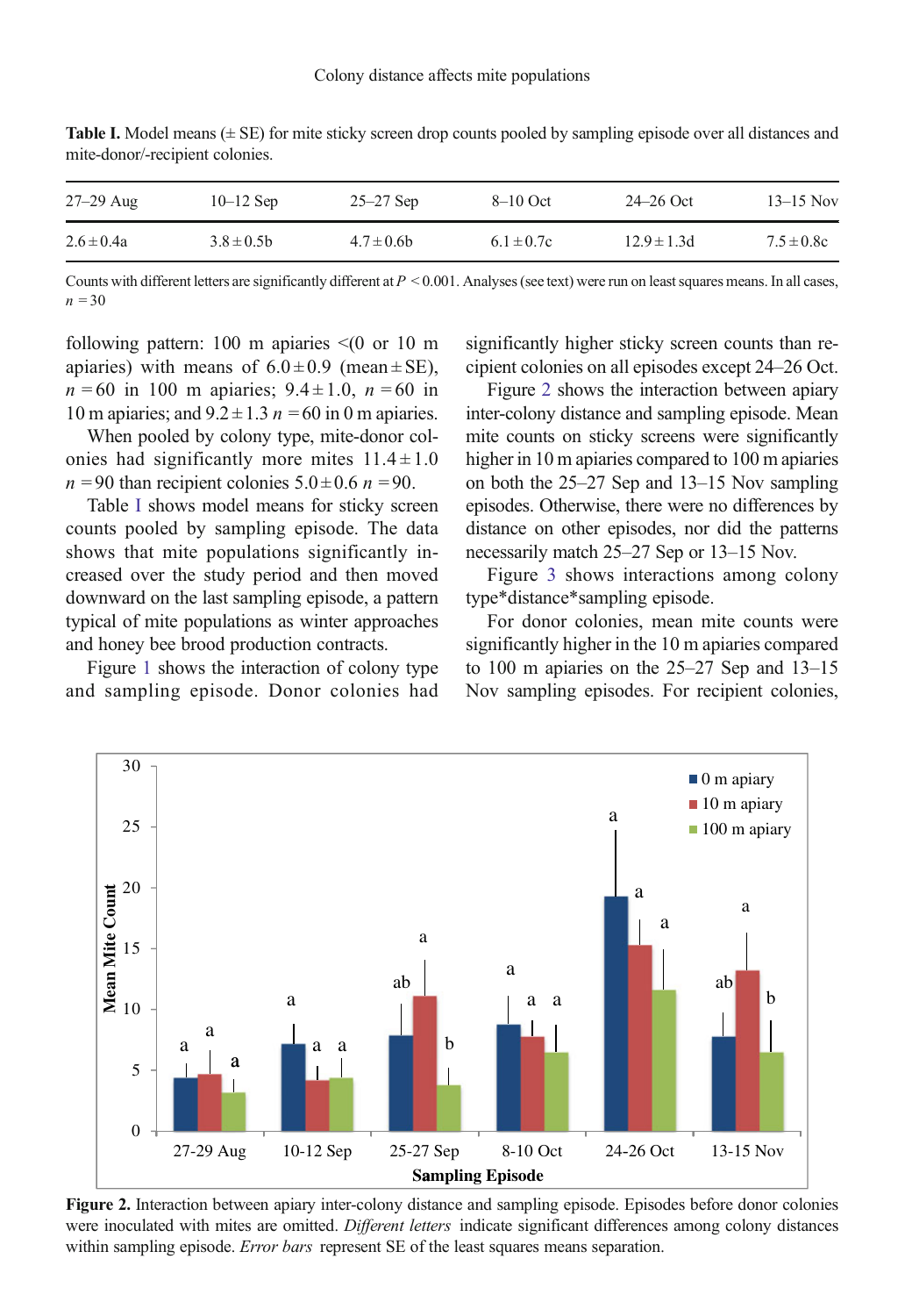**Table I.** Model means (± SE) for mite sticky screen drop counts pooled by sampling episode over all distances and mite-donor/-recipient colonies.

| 27–29 Aug | 10–12 Sep | 25–27 Sep | 8–10 Oct | 24–26 Oct | 13–15 Nov |
|---|---|---|---|---|---|
| 2.6 ± 0.4a | 3.8 ± 0.5b | 4.7 ± 0.6b | 6.1 ± 0.7c | 12.9 ± 1.3d | 7.5 ± 0.8c |

Counts with different letters are significantly different at $P < 0.001$. Analyses (see text) were run on least squares means. In all cases, $n = 30$

following pattern: 100 m apiaries <(0 or 10 m apiaries) with means of 6.0 ± 0.9 (mean ± SE), $n = 60$ in 100 m apiaries; 9.4 ± 1.0, $n = 60$ in 10 m apiaries; and 9.2 ± 1.3 $n = 60$ in 0 m apiaries.

When pooled by colony type, mite-donor colonies had significantly more mites 11.4 ± 1.0 $n = 90$ than recipient colonies 5.0 ± 0.6 $n = 90$.

Table I shows model means for sticky screen counts pooled by sampling episode. The data shows that mite populations significantly increased over the study period and then moved downward on the last sampling episode, a pattern typical of mite populations as winter approaches and honey bee brood production contracts.

Figure 1 shows the interaction of colony type and sampling episode. Donor colonies had significantly higher sticky screen counts than recipient colonies on all episodes except 24–26 Oct.

Figure 2 shows the interaction between apiary inter-colony distance and sampling episode. Mean mite counts on sticky screens were significantly higher in 10 m apiaries compared to 100 m apiaries on both the 25–27 Sep and 13–15 Nov sampling episodes. Otherwise, there were no differences by distance on other episodes, nor did the patterns necessarily match 25–27 Sep or 13–15 Nov.

Figure 3 shows interactions among colony type*distance*sampling episode.

For donor colonies, mean mite counts were significantly higher in the 10 m apiaries compared to 100 m apiaries on the 25–27 Sep and 13–15 Nov sampling episodes. For recipient colonies,

**Figure 2.** Interaction between apiary inter-colony distance and sampling episode. Episodes before donor colonies were inoculated with mites are omitted. *Different letters* indicate significant differences among colony distances within sampling episode. *Error bars* represent SE of the least squares means separation.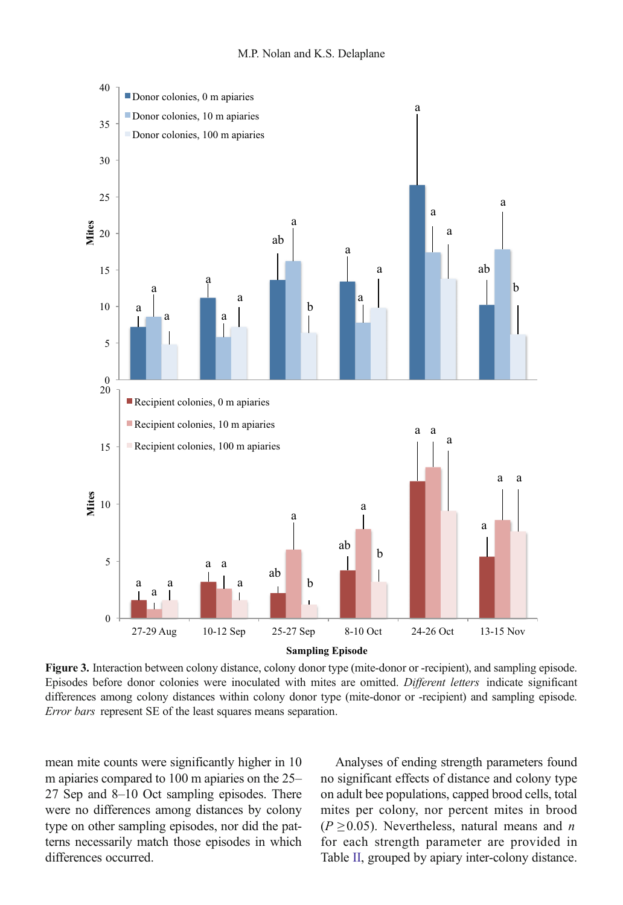**Figure 3.** Interaction between colony distance, colony donor type (mite-donor or -recipient), and sampling episode. Episodes before donor colonies were inoculated with mites are omitted. *Different letters* indicate significant differences among colony distances within colony donor type (mite-donor or -recipient) and sampling episode. *Error bars* represent SE of the least squares means separation.

mean mite counts were significantly higher in 10 m apiaries compared to 100 m apiaries on the 25–27 Sep and 8–10 Oct sampling episodes. There were no differences among distances by colony type on other sampling episodes, nor did the patterns necessarily match those episodes in which differences occurred.

Analyses of ending strength parameters found no significant effects of distance and colony type on adult bee populations, capped brood cells, total mites per colony, nor percent mites in brood ($P \geq 0.05$). Nevertheless, natural means and $n$ for each strength parameter are provided in Table II, grouped by apiary inter-colony distance.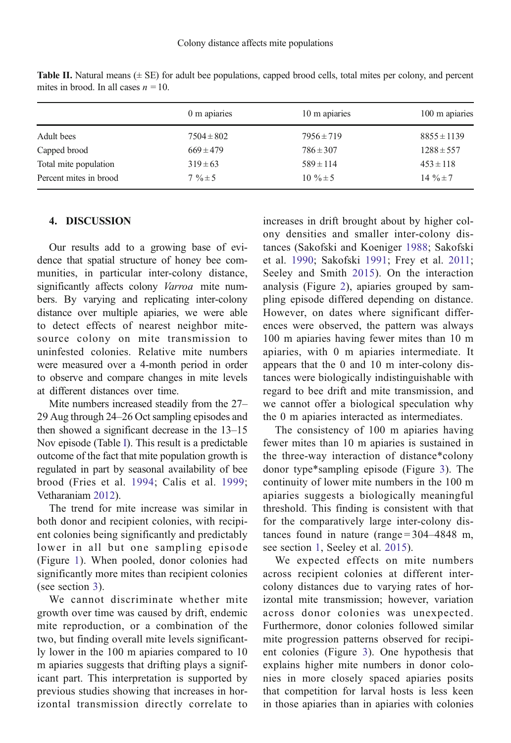**Table II.** Natural means (± SE) for adult bee populations, capped brood cells, total mites per colony, and percent mites in brood. In all cases $n = 10$.

| | 0 m apiaries | 10 m apiaries | 100 m apiaries |
|---|---|---|---|
| Adult bees | 7504 ± 802 | 7956 ± 719 | 8855 ± 1139 |
| Capped brood | 669 ± 479 | 786 ± 307 | 1288 ± 557 |
| Total mite population | 319 ± 63 | 589 ± 114 | 453 ± 118 |
| Percent mites in brood | 7 % ± 5 | 10 % ± 5 | 14 % ± 7 |

## 4. DISCUSSION

Our results add to a growing base of evidence that spatial structure of honey bee communities, in particular inter-colony distance, significantly affects colony *Varroa* mite numbers. By varying and replicating inter-colony distance over multiple apiaries, we were able to detect effects of nearest neighbor mite-source colony on mite transmission to uninfested colonies. Relative mite numbers were measured over a 4-month period in order to observe and compare changes in mite levels at different distances over time.

Mite numbers increased steadily from the 27–29 Aug through 24–26 Oct sampling episodes and then showed a significant decrease in the 13–15 Nov episode (Table I). This result is a predictable outcome of the fact that mite population growth is regulated in part by seasonal availability of bee brood (Fries et al. 1994; Calis et al. 1999; Vetharaniam 2012).

The trend for mite increase was similar in both donor and recipient colonies, with recipient colonies being significantly and predictably lower in all but one sampling episode (Figure 1). When pooled, donor colonies had significantly more mites than recipient colonies (see section 3).

We cannot discriminate whether mite growth over time was caused by drift, endemic mite reproduction, or a combination of the two, but finding overall mite levels significantly lower in the 100 m apiaries compared to 10 m apiaries suggests that drifting plays a significant part. This interpretation is supported by previous studies showing that increases in horizontal transmission directly correlate to increases in drift brought about by higher colony densities and smaller inter-colony distances (Sakofski and Koeniger 1988; Sakofski et al. 1990; Sakofski 1991; Frey et al. 2011; Seeley and Smith 2015). On the interaction analysis (Figure 2), apiaries grouped by sampling episode differed depending on distance. However, on dates where significant differences were observed, the pattern was always 100 m apiaries having fewer mites than 10 m apiaries, with 0 m apiaries intermediate. It appears that the 0 and 10 m inter-colony distances were biologically indistinguishable with regard to bee drift and mite transmission, and we cannot offer a biological speculation why the 0 m apiaries interacted as intermediates.

The consistency of 100 m apiaries having fewer mites than 10 m apiaries is sustained in the three-way interaction of distance*colony donor type*sampling episode (Figure 3). The continuity of lower mite numbers in the 100 m apiaries suggests a biologically meaningful threshold. This finding is consistent with that for the comparatively large inter-colony distances found in nature (range = 304–4848 m, see section 1, Seeley et al. 2015).

We expected effects on mite numbers across recipient colonies at different inter-colony distances due to varying rates of horizontal mite transmission; however, variation across donor colonies was unexpected. Furthermore, donor colonies followed similar mite progression patterns observed for recipient colonies (Figure 3). One hypothesis that explains higher mite numbers in donor colonies in more closely spaced apiaries posits that competition for larval hosts is less keen in those apiaries than in apiaries with colonies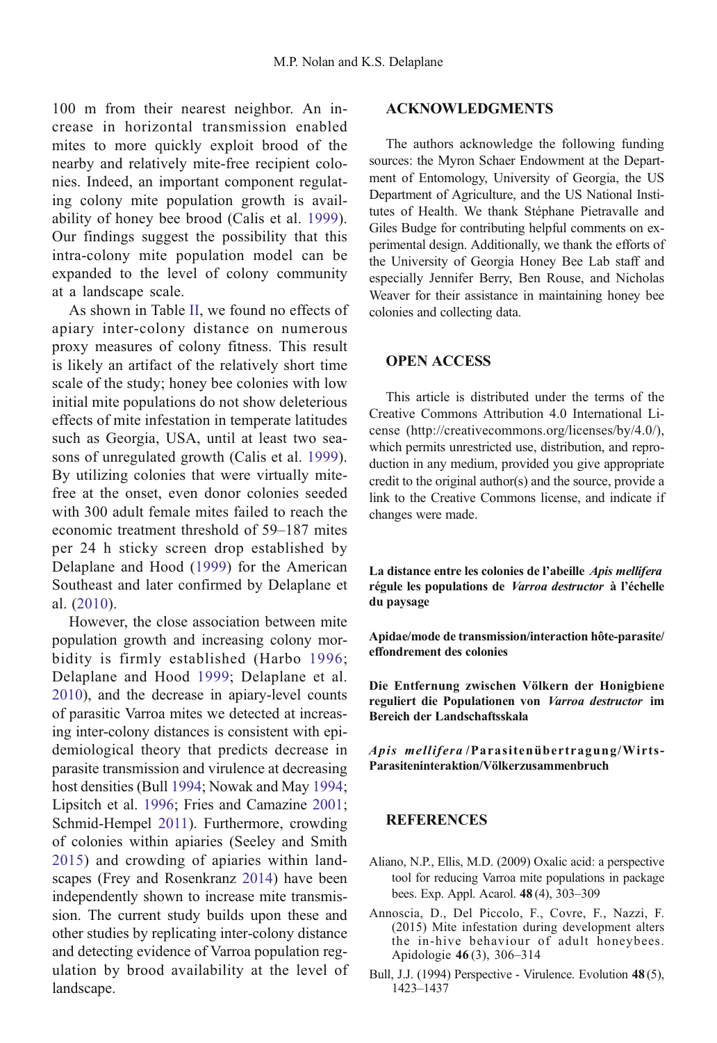100 m from their nearest neighbor. An increase in horizontal transmission enabled mites to more quickly exploit brood of the nearby and relatively mite-free recipient colonies. Indeed, an important component regulating colony mite population growth is availability of honey bee brood (Calis et al. 1999). Our findings suggest the possibility that this intra-colony mite population model can be expanded to the level of colony community at a landscape scale.

As shown in Table II, we found no effects of apiary inter-colony distance on numerous proxy measures of colony fitness. This result is likely an artifact of the relatively short time scale of the study; honey bee colonies with low initial mite populations do not show deleterious effects of mite infestation in temperate latitudes such as Georgia, USA, until at least two seasons of unregulated growth (Calis et al. 1999). By utilizing colonies that were virtually mite-free at the onset, even donor colonies seeded with 300 adult female mites failed to reach the economic treatment threshold of 59–187 mites per 24 h sticky screen drop established by Delaplane and Hood (1999) for the American Southeast and later confirmed by Delaplane et al. (2010).

However, the close association between mite population growth and increasing colony morbidity is firmly established (Harbo 1996; Delaplane and Hood 1999; Delaplane et al. 2010), and the decrease in apiary-level counts of parasitic Varroa mites we detected at increasing inter-colony distances is consistent with epidemiological theory that predicts decrease in parasite transmission and virulence at decreasing host densities (Bull 1994; Nowak and May 1994; Lipsitch et al. 1996; Fries and Camazine 2001; Schmid-Hempel 2011). Furthermore, crowding of colonies within apiaries (Seeley and Smith 2015) and crowding of apiaries within landscapes (Frey and Rosenkranz 2014) have been independently shown to increase mite transmission. The current study builds upon these and other studies by replicating inter-colony distance and detecting evidence of Varroa population regulation by brood availability at the level of landscape.

## ACKNOWLEDGMENTS

The authors acknowledge the following funding sources: the Myron Schaer Endowment at the Department of Entomology, University of Georgia, the US Department of Agriculture, and the US National Institutes of Health. We thank Stéphane Pietravalle and Giles Budge for contributing helpful comments on experimental design. Additionally, we thank the efforts of the University of Georgia Honey Bee Lab staff and especially Jennifer Berry, Ben Rouse, and Nicholas Weaver for their assistance in maintaining honey bee colonies and collecting data.

## OPEN ACCESS

This article is distributed under the terms of the Creative Commons Attribution 4.0 International License (http://creativecommons.org/licenses/by/4.0/), which permits unrestricted use, distribution, and reproduction in any medium, provided you give appropriate credit to the original author(s) and the source, provide a link to the Creative Commons license, and indicate if changes were made.

**La distance entre les colonies de l'abeille *Apis mellifera* régule les populations de *Varroa destructor* à l'échelle du paysage**

**Apidae/mode de transmission/interaction hôte-parasite/effondrement des colonies**

**Die Entfernung zwischen Völkern der Honigbiene reguliert die Populationen von *Varroa destructor* im Bereich der Landschaftsskala**

***Apis mellifera*/Parasitenübertragung/Wirts-Parasiteninteraktion/Völkerzusammenbruch**

## REFERENCES

Aliano, N.P., Ellis, M.D. (2009) Oxalic acid: a perspective tool for reducing Varroa mite populations in package bees. Exp. Appl. Acarol. **48** (4), 303–309

Annoscia, D., Del Piccolo, F., Covre, F., Nazzi, F. (2015) Mite infestation during development alters the in-hive behaviour of adult honeybees. Apidologie **46** (3), 306–314

Bull, J.J. (1994) Perspective - Virulence. Evolution **48** (5), 1423–1437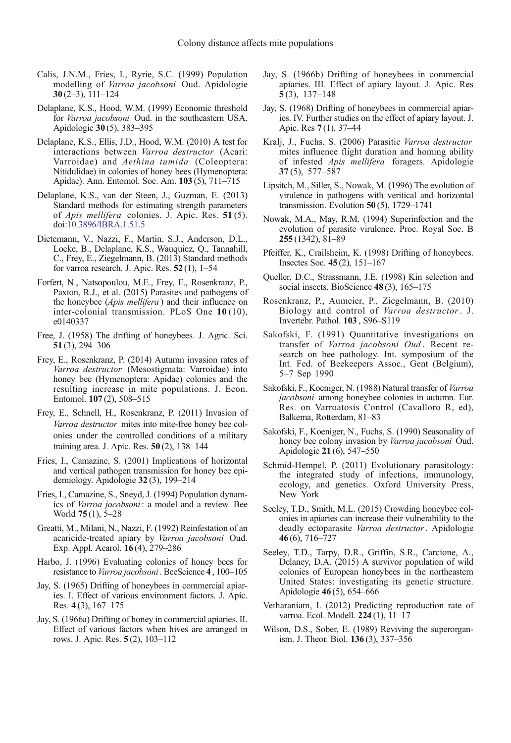Calis, J.N.M., Fries, I., Ryrie, S.C. (1999) Population modelling of *Varroa jacobsoni* Oud. Apidologie **30** (2–3), 111–124

Delaplane, K.S., Hood, W.M. (1999) Economic threshold for *Varroa jacobsoni* Oud. in the southeastern USA. Apidologie **30** (5), 383–395

Delaplane, K.S., Ellis, J.D., Hood, W.M. (2010) A test for interactions between *Varroa destructor* (Acari: Varroidae) and *Aethina tumida* (Coleoptera: Nitidulidae) in colonies of honey bees (Hymenoptera: Apidae). Ann. Entomol. Soc. Am. **103** (5), 711–715

Delaplane, K.S., van der Steen, J., Guzman, E. (2013) Standard methods for estimating strength parameters of *Apis mellifera* colonies. J. Apic. Res. **51** (5). doi:10.3896/IBRA.1.51.5

Dietemann, V., Nazzi, F., Martin, S.J., Anderson, D.L., Locke, B., Delaplane, K.S., Wauquiez, Q., Tannahill, C., Frey, E., Ziegelmann, B. (2013) Standard methods for varroa research. J. Apic. Res. **52** (1), 1–54

Forfert, N., Natsopoulou, M.E., Frey, E., Rosenkranz, P., Paxton, R.J., et al. (2015) Parasites and pathogens of the honeybee (*Apis mellifera*) and their influence on inter-colonial transmission. PLoS One **10** (10), e0140337

Free, J. (1958) The drifting of honeybees. J. Agric. Sci. **51** (3), 294–306

Frey, E., Rosenkranz, P. (2014) Autumn invasion rates of *Varroa destructor* (Mesostigmata: Varroidae) into honey bee (Hymenoptera: Apidae) colonies and the resulting increase in mite populations. J. Econ. Entomol. **107** (2), 508–515

Frey, E., Schnell, H., Rosenkranz, P. (2011) Invasion of *Varroa destructor* mites into mite-free honey bee colonies under the controlled conditions of a military training area. J. Apic. Res. **50** (2), 138–144

Fries, I., Camazine, S. (2001) Implications of horizontal and vertical pathogen transmission for honey bee epidemiology. Apidologie **32** (3), 199–214

Fries, I., Camazine, S., Sneyd, J. (1994) Population dynamics of *Varroa jocobsoni*: a model and a review. Bee World **75** (1), 5–28

Greatti, M., Milani, N., Nazzi, F. (1992) Reinfestation of an acaricide-treated apiary by *Varroa jacobsoni* Oud. Exp. Appl. Acarol. **16** (4), 279–286

Harbo, J. (1996) Evaluating colonies of honey bees for resistance to *Varroa jacobsoni*. BeeScience **4**, 100–105

Jay, S. (1965) Drifting of honeybees in commercial apiaries. I. Effect of various environment factors. J. Apic. Res. **4** (3), 167–175

Jay, S. (1966a) Drifting of honey in commercial apiaries. II. Effect of various factors when hives are arranged in rows. J. Apic. Res. **5** (2), 103–112

Jay, S. (1966b) Drifting of honeybees in commercial apiaries. III. Effect of apiary layout. J. Apic. Res **5** (3), 137–148

Jay, S. (1968) Drifting of honeybees in commercial apiaries. IV. Further studies on the effect of apiary layout. J. Apic. Res **7** (1), 37–44

Kralj, J., Fuchs, S. (2006) Parasitic *Varroa destructor* mites influence flight duration and homing ability of infested *Apis mellifera* foragers. Apidologie **37** (5), 577–587

Lipsitch, M., Siller, S., Nowak, M. (1996) The evolution of virulence in pathogens with veritical and horizontal transmission. Evolution **50** (5), 1729–1741

Nowak, M.A., May, R.M. (1994) Superinfection and the evolution of parasite virulence. Proc. Royal Soc. B **255** (1342), 81–89

Pfeiffer, K., Crailsheim, K. (1998) Drifting of honeybees. Insectes Soc. **45** (2), 151–167

Queller, D.C., Strassmann, J.E. (1998) Kin selection and social insects. BioScience **48** (3), 165–175

Rosenkranz, P., Aumeier, P., Ziegelmann, B. (2010) Biology and control of *Varroa destructor*. J. Invertebr. Pathol. **103**, S96–S119

Sakofski, F. (1991) Quantitative investigations on transfer of *Varroa jacobsoni Oud*. Recent research on bee pathology. Int. symposium of the Int. Fed. of Beekeepers Assoc., Gent (Belgium), 5–7 Sep 1990

Sakofski, F., Koeniger, N. (1988) Natural transfer of *Varroa jacobsoni* among honeybee colonies in autumn. Eur. Res. on Varroatosis Control (Cavalloro R, ed), Balkema, Rotterdam, 81–83

Sakofski, F., Koeniger, N., Fuchs, S. (1990) Seasonality of honey bee colony invasion by *Varroa jacobsoni* Oud. Apidologie **21** (6), 547–550

Schmid-Hempel, P. (2011) Evolutionary parasitology: the integrated study of infections, immunology, ecology, and genetics. Oxford University Press, New York

Seeley, T.D., Smith, M.L. (2015) Crowding honeybee colonies in apiaries can increase their vulnerability to the deadly ectoparasite *Varroa destructor*. Apidologie **46** (6), 716–727

Seeley, T.D., Tarpy, D.R., Griffin, S.R., Carcione, A., Delaney, D.A. (2015) A survivor population of wild colonies of European honeybees in the northeastern United States: investigating its genetic structure. Apidologie **46** (5), 654–666

Vetharaniam, I. (2012) Predicting reproduction rate of varroa. Ecol. Modell. **224** (1), 11–17

Wilson, D.S., Sober, E. (1989) Reviving the superorganism. J. Theor. Biol. **136** (3), 337–356